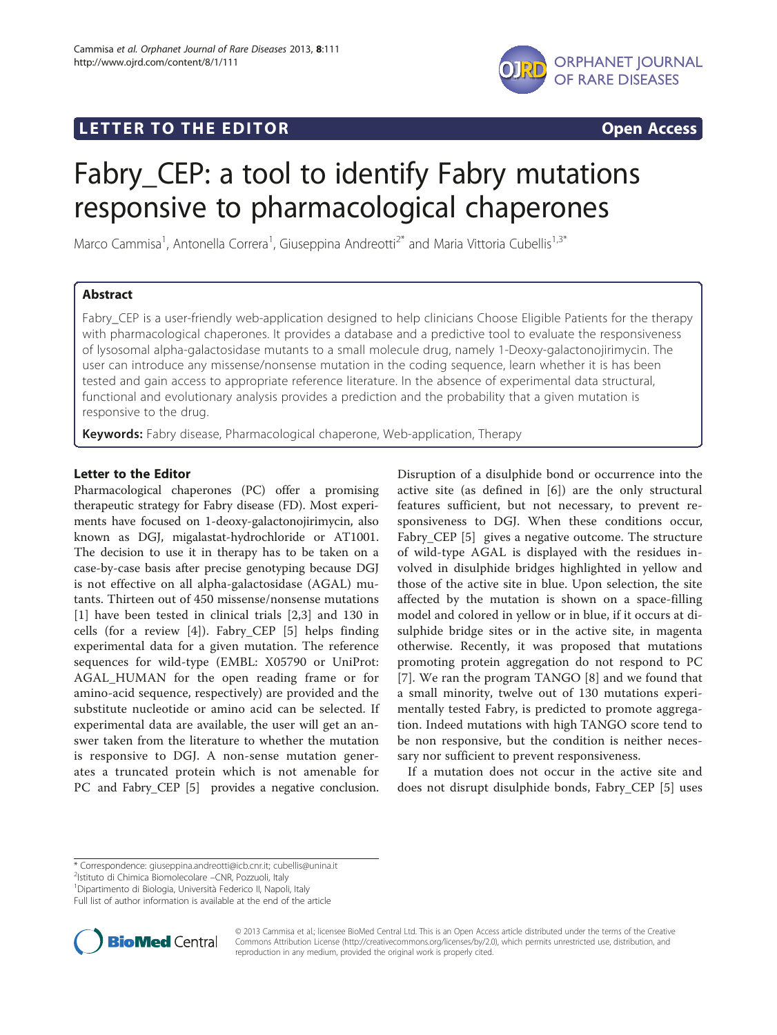LETTER TO THE EDITOR Open Access

# Fabry_CEP: a tool to identify Fabry mutations responsive to pharmacological chaperones

Marco Cammisa[1], Antonella Correra[1], Giuseppina Andreotti[2*] and Maria Vittoria Cubellis[1,3*]

## Abstract

Fabry_CEP is a user-friendly web-application designed to help clinicians Choose Eligible Patients for the therapy with pharmacological chaperones. It provides a database and a predictive tool to evaluate the responsiveness of lysosomal alpha-galactosidase mutants to a small molecule drug, namely 1-Deoxy-galactonojirimycin. The user can introduce any missense/nonsense mutation in the coding sequence, learn whether it is has been tested and gain access to appropriate reference literature. In the absence of experimental data structural, functional and evolutionary analysis provides a prediction and the probability that a given mutation is responsive to the drug.

**Keywords:** Fabry disease, Pharmacological chaperone, Web-application, Therapy

## Letter to the Editor

Pharmacological chaperones (PC) offer a promising therapeutic strategy for Fabry disease (FD). Most experiments have focused on 1-deoxy-galactonojirimycin, also known as DGJ, migalastat-hydrochloride or AT1001. The decision to use it in therapy has to be taken on a case-by-case basis after precise genotyping because DGJ is not effective on all alpha-galactosidase (AGAL) mutants. Thirteen out of 450 missense/nonsense mutations [1] have been tested in clinical trials [2,3] and 130 in cells (for a review [4]). Fabry_CEP [5] helps finding experimental data for a given mutation. The reference sequences for wild-type (EMBL: X05790 or UniProt: AGAL_HUMAN for the open reading frame or for amino-acid sequence, respectively) are provided and the substitute nucleotide or amino acid can be selected. If experimental data are available, the user will get an answer taken from the literature to whether the mutation is responsive to DGJ. A non-sense mutation generates a truncated protein which is not amenable for PC and Fabry_CEP [5] provides a negative conclusion. Disruption of a disulphide bond or occurrence into the active site (as defined in [6]) are the only structural features sufficient, but not necessary, to prevent responsiveness to DGJ. When these conditions occur, Fabry_CEP [5] gives a negative outcome. The structure of wild-type AGAL is displayed with the residues involved in disulphide bridges highlighted in yellow and those of the active site in blue. Upon selection, the site affected by the mutation is shown on a space-filling model and colored in yellow or in blue, if it occurs at disulphide bridge sites or in the active site, in magenta otherwise. Recently, it was proposed that mutations promoting protein aggregation do not respond to PC [7]. We ran the program TANGO [8] and we found that a small minority, twelve out of 130 mutations experimentally tested Fabry, is predicted to promote aggregation. Indeed mutations with high TANGO score tend to be non responsive, but the condition is neither necessary nor sufficient to prevent responsiveness.

If a mutation does not occur in the active site and does not disrupt disulphide bonds, Fabry_CEP [5] uses

\* Correspondence: giuseppina.andreotti@icb.cnr.it; cubellis@unina.it
[2]Istituto di Chimica Biomolecolare –CNR, Pozzuoli, Italy
[1]Dipartimento di Biologia, Università Federico II, Napoli, Italy
Full list of author information is available at the end of the article

© 2013 Cammisa et al.; licensee BioMed Central Ltd. This is an Open Access article distributed under the terms of the Creative Commons Attribution License (http://creativecommons.org/licenses/by/2.0), which permits unrestricted use, distribution, and reproduction in any medium, provided the original work is properly cited.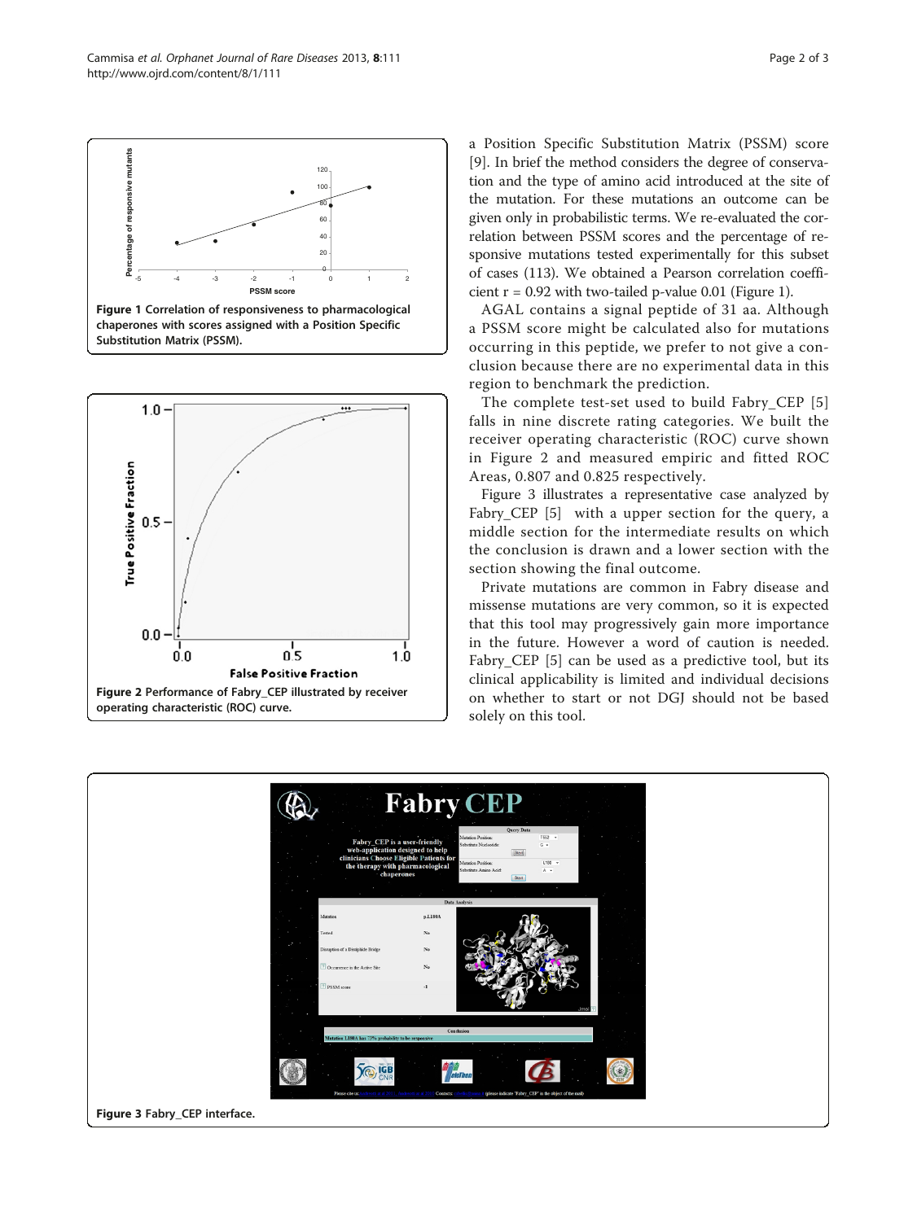Figure 1 Correlation of responsiveness to pharmacological chaperones with scores assigned with a Position Specific Substitution Matrix (PSSM).

Figure 2 Performance of Fabry_CEP illustrated by receiver operating characteristic (ROC) curve.

a Position Specific Substitution Matrix (PSSM) score [9]. In brief the method considers the degree of conservation and the type of amino acid introduced at the site of the mutation. For these mutations an outcome can be given only in probabilistic terms. We re-evaluated the correlation between PSSM scores and the percentage of responsive mutations tested experimentally for this subset of cases (113). We obtained a Pearson correlation coefficient $r = 0.92$ with two-tailed p-value 0.01 (Figure 1).

AGAL contains a signal peptide of 31 aa. Although a PSSM score might be calculated also for mutations occurring in this peptide, we prefer to not give a conclusion because there are no experimental data in this region to benchmark the prediction.

The complete test-set used to build Fabry_CEP [5] falls in nine discrete rating categories. We built the receiver operating characteristic (ROC) curve shown in Figure 2 and measured empiric and fitted ROC Areas, 0.807 and 0.825 respectively.

Figure 3 illustrates a representative case analyzed by Fabry_CEP [5] with a upper section for the query, a middle section for the intermediate results on which the conclusion is drawn and a lower section with the section showing the final outcome.

Private mutations are common in Fabry disease and missense mutations are very common, so it is expected that this tool may progressively gain more importance in the future. However a word of caution is needed. Fabry_CEP [5] can be used as a predictive tool, but its clinical applicability is limited and individual decisions on whether to start or not DGJ should not be based solely on this tool.

Figure 3 Fabry_CEP interface.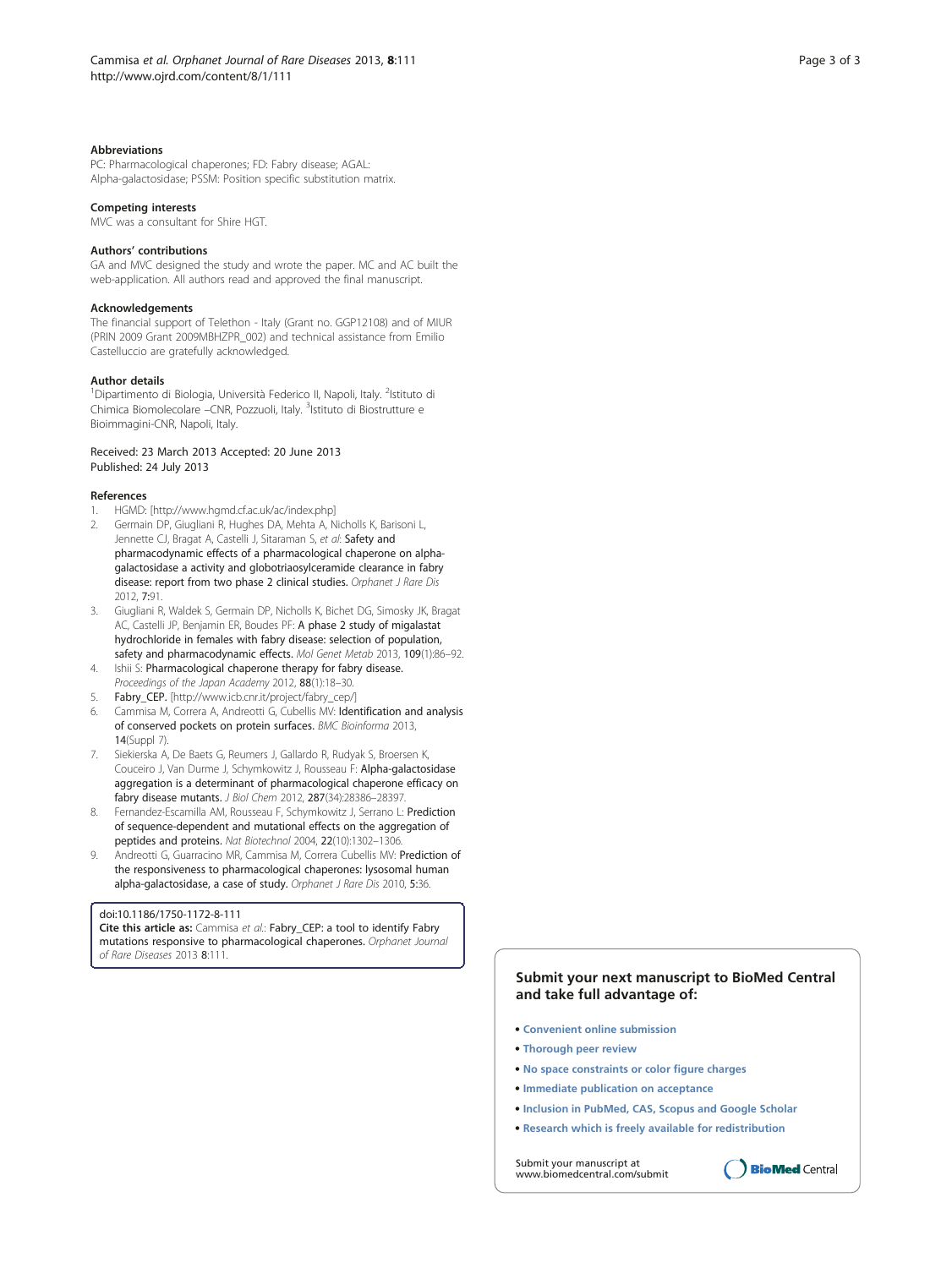### Abbreviations

PC: Pharmacological chaperones; FD: Fabry disease; AGAL: Alpha-galactosidase; PSSM: Position specific substitution matrix.

### Competing interests

MVC was a consultant for Shire HGT.

### Authors' contributions

GA and MVC designed the study and wrote the paper. MC and AC built the web-application. All authors read and approved the final manuscript.

### Acknowledgements

The financial support of Telethon - Italy (Grant no. GGP12108) and of MIUR (PRIN 2009 Grant 2009MBHZPR_002) and technical assistance from Emilio Castelluccio are gratefully acknowledged.

### Author details

[1]Dipartimento di Biologia, Università Federico II, Napoli, Italy. [2]Istituto di Chimica Biomolecolare –CNR, Pozzuoli, Italy. [3]Istituto di Biostrutture e Bioimmagini-CNR, Napoli, Italy.

Received: 23 March 2013 Accepted: 20 June 2013
Published: 24 July 2013

### References

1. HGMD: [http://www.hgmd.cf.ac.uk/ac/index.php]
2. Germain DP, Giugliani R, Hughes DA, Mehta A, Nicholls K, Barisoni L, Jennette CJ, Bragat A, Castelli J, Sitaraman S, *et al*: **Safety and pharmacodynamic effects of a pharmacological chaperone on alpha-galactosidase a activity and globotriaosylceramide clearance in fabry disease: report from two phase 2 clinical studies.** *Orphanet J Rare Dis* 2012, **7**:91.
3. Giugliani R, Waldek S, Germain DP, Nicholls K, Bichet DG, Simosky JK, Bragat AC, Castelli JP, Benjamin ER, Boudes PF: **A phase 2 study of migalastat hydrochloride in females with fabry disease: selection of population, safety and pharmacodynamic effects.** *Mol Genet Metab* 2013, **109**(1):86–92.
4. Ishii S: **Pharmacological chaperone therapy for fabry disease.** *Proceedings of the Japan Academy* 2012, **88**(1):18–30.
5. **Fabry_CEP.** [http://www.icb.cnr.it/project/fabry_cep/]
6. Cammisa M, Correra A, Andreotti G, Cubellis MV: **Identification and analysis of conserved pockets on protein surfaces.** *BMC Bioinforma* 2013, **14**(Suppl 7).
7. Siekierska A, De Baets G, Reumers J, Gallardo R, Rudyak S, Broersen K, Couceiro J, Van Durme J, Schymkowitz J, Rousseau F: **Alpha-galactosidase aggregation is a determinant of pharmacological chaperone efficacy on fabry disease mutants.** *J Biol Chem* 2012, **287**(34):28386–28397.
8. Fernandez-Escamilla AM, Rousseau F, Schymkowitz J, Serrano L: **Prediction of sequence-dependent and mutational effects on the aggregation of peptides and proteins.** *Nat Biotechnol* 2004, **22**(10):1302–1306.
9. Andreotti G, Guarracino MR, Cammisa M, Correra Cubellis MV: **Prediction of the responsiveness to pharmacological chaperones: lysosomal human alpha-galactosidase, a case of study.** *Orphanet J Rare Dis* 2010, **5**:36.

doi:10.1186/1750-1172-8-111
**Cite this article as:** Cammisa *et al.*: Fabry_CEP: a tool to identify Fabry mutations responsive to pharmacological chaperones. *Orphanet Journal of Rare Diseases* 2013 **8**:111.

**Submit your next manuscript to BioMed Central and take full advantage of:**

- **Convenient online submission**
- **Thorough peer review**
- **No space constraints or color figure charges**
- **Immediate publication on acceptance**
- **Inclusion in PubMed, CAS, Scopus and Google Scholar**
- **Research which is freely available for redistribution**

Submit your manuscript at
www.biomedcentral.com/submit

BioMed Central